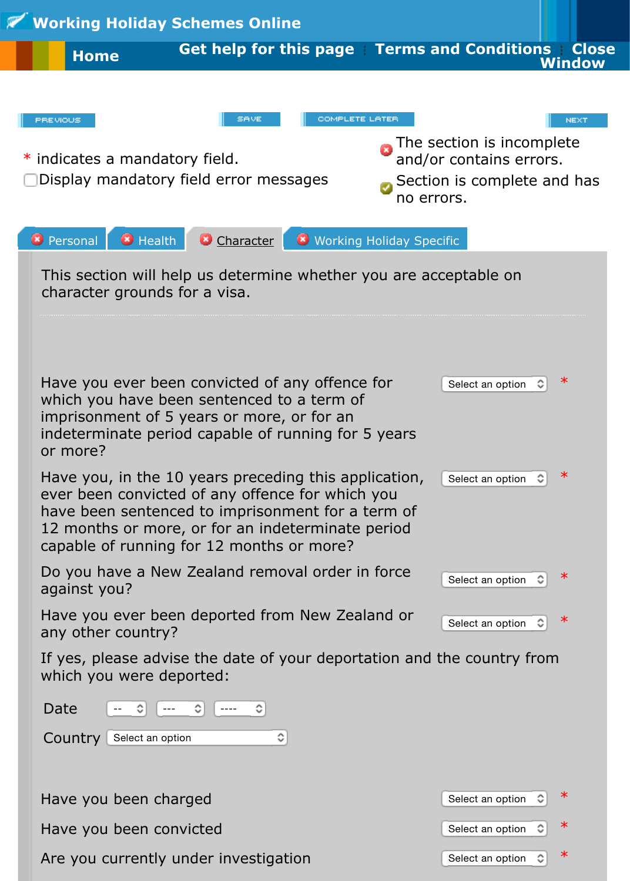# Working Holiday Schemes Online

Home | Get help for this page | Terms and Conditions | Close Window

PREVIOUS | SAVE | COMPLETE LATER | NEXT

* indicates a mandatory field.

☐ Display mandatory field error messages

The section is incomplete and/or contains errors.

Section is complete and has no errors.

Personal | Health | Character | Working Holiday Specific

This section will help us determine whether you are acceptable on character grounds for a visa.

Have you ever been convicted of any offence for which you have been sentenced to a term of imprisonment of 5 years or more, or for an indeterminate period capable of running for 5 years or more? Select an option *

Have you, in the 10 years preceding this application, ever been convicted of any offence for which you have been sentenced to imprisonment for a term of 12 months or more, or for an indeterminate period capable of running for 12 months or more? Select an option *

Do you have a New Zealand removal order in force against you? Select an option *

Have you ever been deported from New Zealand or any other country? Select an option *

If yes, please advise the date of your deportation and the country from which you were deported:

Date -- --- ----

Country Select an option

Have you been charged Select an option *

Have you been convicted Select an option *

Are you currently under investigation Select an option *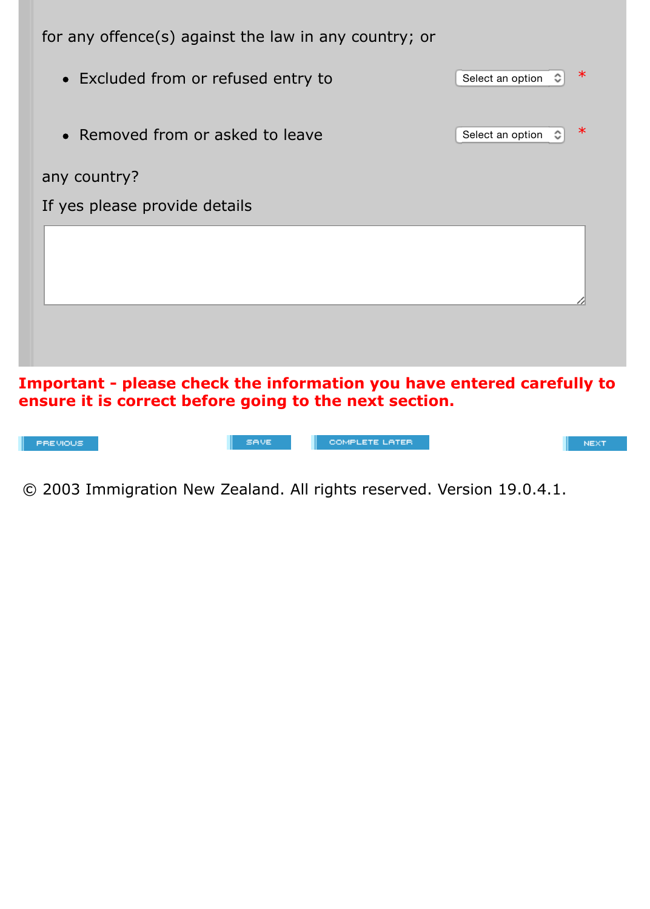for any offence(s) against the law in any country; or

- Excluded from or refused entry to — Select an option *
- Removed from or asked to leave — Select an option *

any country?

If yes please provide details

**Important - please check the information you have entered carefully to ensure it is correct before going to the next section.**

PREVIOUS | SAVE | COMPLETE LATER | NEXT

© 2003 Immigration New Zealand. All rights reserved. Version 19.0.4.1.